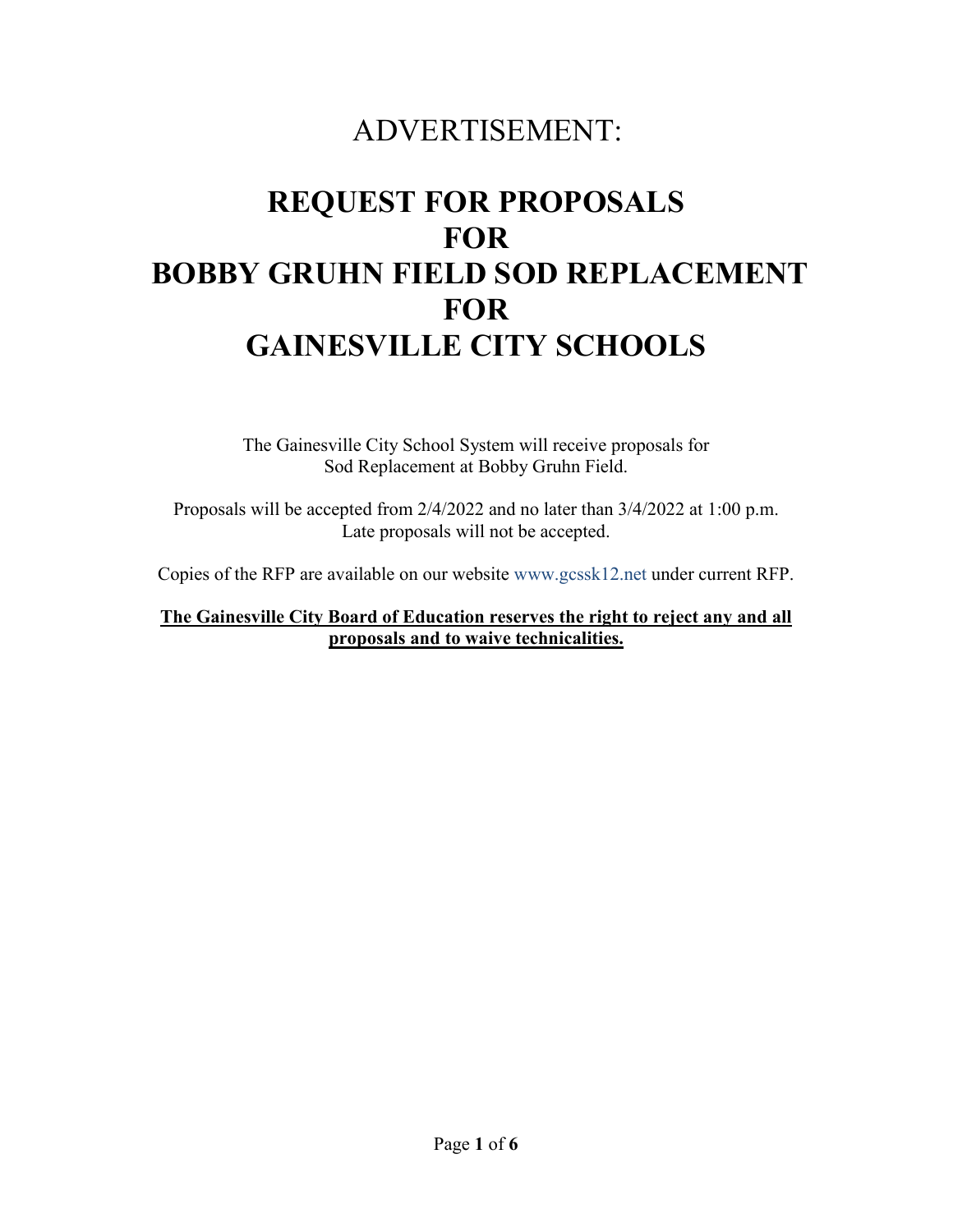# ADVERTISEMENT:

# REQUEST FOR PROPOSALS FOR BOBBY GRUHN FIELD SOD REPLACEMENT FOR GAINESVILLE CITY SCHOOLS

The Gainesville City School System will receive proposals for Sod Replacement at Bobby Gruhn Field.

Proposals will be accepted from 2/4/2022 and no later than 3/4/2022 at 1:00 p.m. Late proposals will not be accepted.

Copies of the RFP are available on our website www.gcssk12.net under current RFP.

**The Gainesville City Board of Education reserves the right to reject any and all proposals and to waive technicalities.**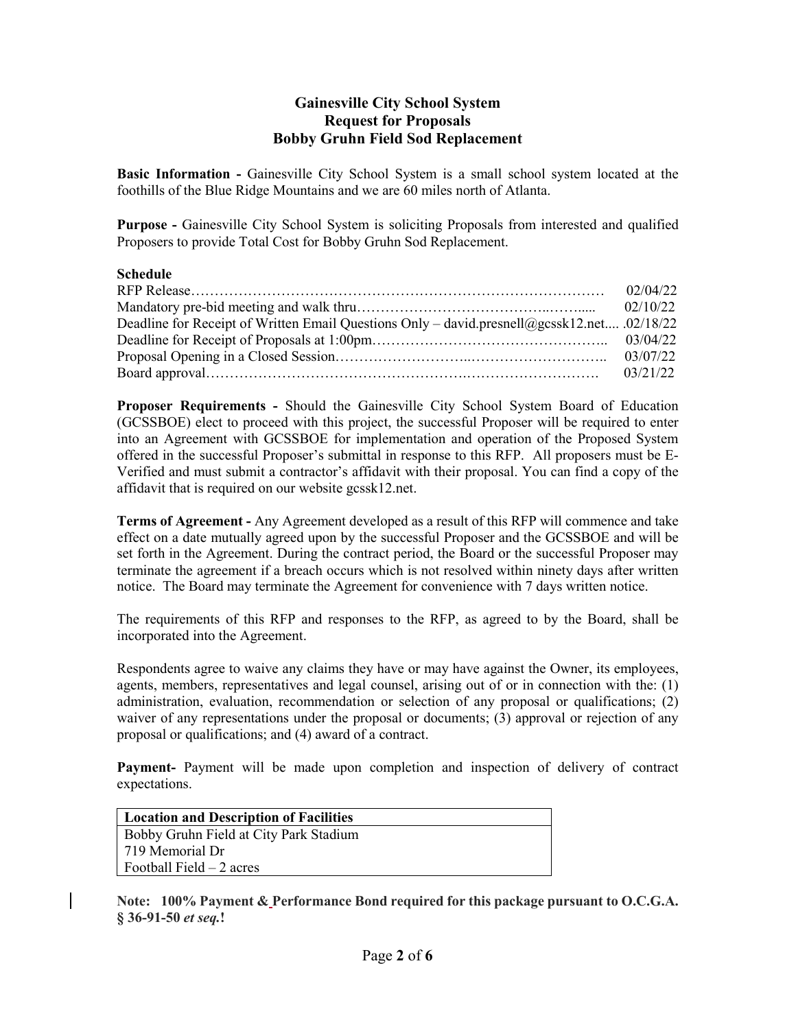# Gainesville City School System
## Request for Proposals
## Bobby Gruhn Field Sod Replacement

**Basic Information -** Gainesville City School System is a small school system located at the foothills of the Blue Ridge Mountains and we are 60 miles north of Atlanta.

**Purpose -** Gainesville City School System is soliciting Proposals from interested and qualified Proposers to provide Total Cost for Bobby Gruhn Sod Replacement.

**Schedule**

| | |
|---|---|
| RFP Release | 02/04/22 |
| Mandatory pre-bid meeting and walk thru | 02/10/22 |
| Deadline for Receipt of Written Email Questions Only – david.presnell@gcssk12.net | 02/18/22 |
| Deadline for Receipt of Proposals at 1:00pm | 03/04/22 |
| Proposal Opening in a Closed Session | 03/07/22 |
| Board approval | 03/21/22 |

**Proposer Requirements -** Should the Gainesville City School System Board of Education (GCSSBOE) elect to proceed with this project, the successful Proposer will be required to enter into an Agreement with GCSSBOE for implementation and operation of the Proposed System offered in the successful Proposer's submittal in response to this RFP. All proposers must be E-Verified and must submit a contractor's affidavit with their proposal. You can find a copy of the affidavit that is required on our website gcssk12.net.

**Terms of Agreement -** Any Agreement developed as a result of this RFP will commence and take effect on a date mutually agreed upon by the successful Proposer and the GCSSBOE and will be set forth in the Agreement. During the contract period, the Board or the successful Proposer may terminate the agreement if a breach occurs which is not resolved within ninety days after written notice. The Board may terminate the Agreement for convenience with 7 days written notice.

The requirements of this RFP and responses to the RFP, as agreed to by the Board, shall be incorporated into the Agreement.

Respondents agree to waive any claims they have or may have against the Owner, its employees, agents, members, representatives and legal counsel, arising out of or in connection with the: (1) administration, evaluation, recommendation or selection of any proposal or qualifications; (2) waiver of any representations under the proposal or documents; (3) approval or rejection of any proposal or qualifications; and (4) award of a contract.

**Payment-** Payment will be made upon completion and inspection of delivery of contract expectations.

| Location and Description of Facilities |
|---|
| Bobby Gruhn Field at City Park Stadium |
| 719 Memorial Dr |
| Football Field – 2 acres |

**Note: 100% Payment & Performance Bond required for this package pursuant to O.C.G.A. § 36-91-50 *et seq.*!**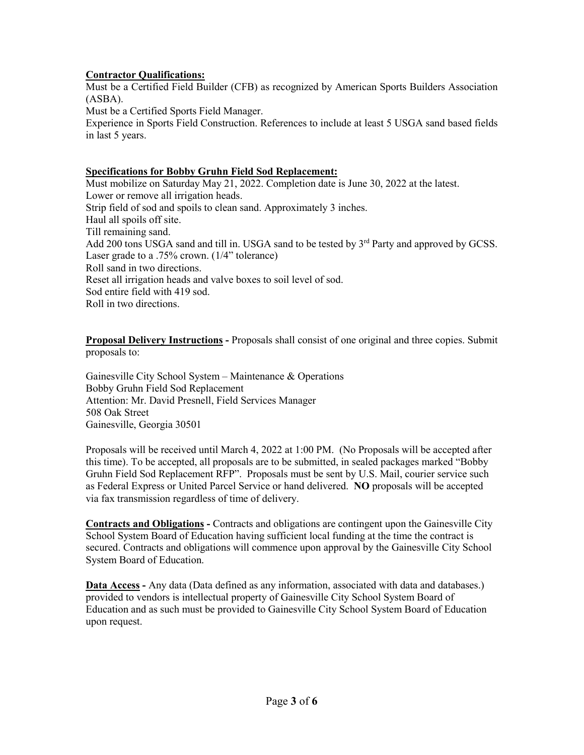**Contractor Qualifications:**

Must be a Certified Field Builder (CFB) as recognized by American Sports Builders Association (ASBA).

Must be a Certified Sports Field Manager.

Experience in Sports Field Construction. References to include at least 5 USGA sand based fields in last 5 years.

**Specifications for Bobby Gruhn Field Sod Replacement:**

Must mobilize on Saturday May 21, 2022. Completion date is June 30, 2022 at the latest.

Lower or remove all irrigation heads.

Strip field of sod and spoils to clean sand. Approximately 3 inches.

Haul all spoils off site.

Till remaining sand.

Add 200 tons USGA sand and till in. USGA sand to be tested by 3rd Party and approved by GCSS.

Laser grade to a .75% crown. (1/4" tolerance)

Roll sand in two directions.

Reset all irrigation heads and valve boxes to soil level of sod.

Sod entire field with 419 sod.

Roll in two directions.

**Proposal Delivery Instructions -** Proposals shall consist of one original and three copies. Submit proposals to:

Gainesville City School System – Maintenance & Operations
Bobby Gruhn Field Sod Replacement
Attention: Mr. David Presnell, Field Services Manager
508 Oak Street
Gainesville, Georgia 30501

Proposals will be received until March 4, 2022 at 1:00 PM. (No Proposals will be accepted after this time). To be accepted, all proposals are to be submitted, in sealed packages marked "Bobby Gruhn Field Sod Replacement RFP". Proposals must be sent by U.S. Mail, courier service such as Federal Express or United Parcel Service or hand delivered. **NO** proposals will be accepted via fax transmission regardless of time of delivery.

**Contracts and Obligations -** Contracts and obligations are contingent upon the Gainesville City School System Board of Education having sufficient local funding at the time the contract is secured. Contracts and obligations will commence upon approval by the Gainesville City School System Board of Education.

**Data Access -** Any data (Data defined as any information, associated with data and databases.) provided to vendors is intellectual property of Gainesville City School System Board of Education and as such must be provided to Gainesville City School System Board of Education upon request.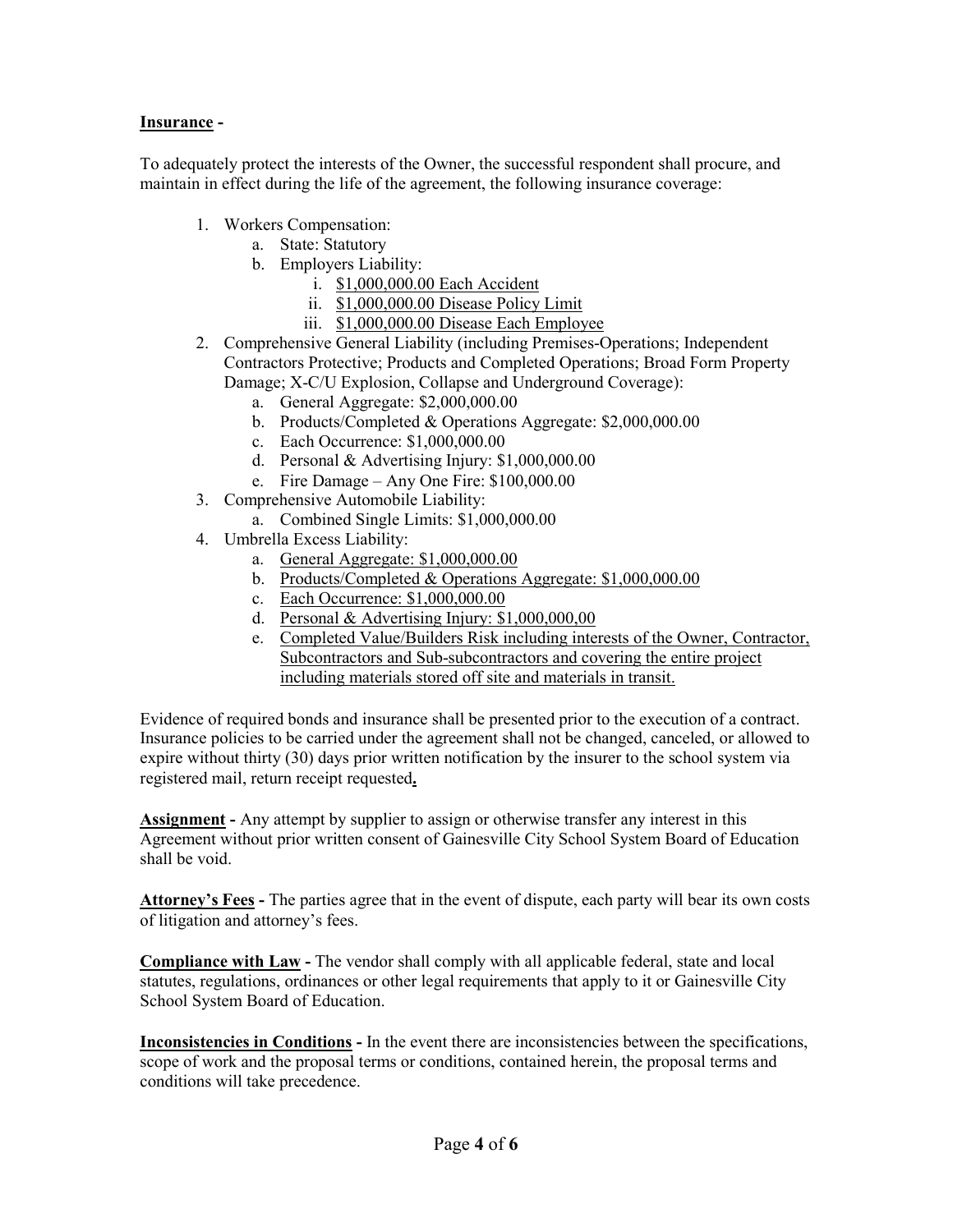**Insurance -**

To adequately protect the interests of the Owner, the successful respondent shall procure, and maintain in effect during the life of the agreement, the following insurance coverage:

1. Workers Compensation:
   a. State: Statutory
   b. Employers Liability:
      i. $1,000,000.00 Each Accident
      ii. $1,000,000.00 Disease Policy Limit
      iii. $1,000,000.00 Disease Each Employee
2. Comprehensive General Liability (including Premises-Operations; Independent Contractors Protective; Products and Completed Operations; Broad Form Property Damage; X-C/U Explosion, Collapse and Underground Coverage):
   a. General Aggregate: $2,000,000.00
   b. Products/Completed & Operations Aggregate: $2,000,000.00
   c. Each Occurrence: $1,000,000.00
   d. Personal & Advertising Injury: $1,000,000.00
   e. Fire Damage – Any One Fire: $100,000.00
3. Comprehensive Automobile Liability:
   a. Combined Single Limits: $1,000,000.00
4. Umbrella Excess Liability:
   a. General Aggregate: $1,000,000.00
   b. Products/Completed & Operations Aggregate: $1,000,000.00
   c. Each Occurrence: $1,000,000.00
   d. Personal & Advertising Injury: $1,000,000,00
   e. Completed Value/Builders Risk including interests of the Owner, Contractor, Subcontractors and Sub-subcontractors and covering the entire project including materials stored off site and materials in transit.

Evidence of required bonds and insurance shall be presented prior to the execution of a contract. Insurance policies to be carried under the agreement shall not be changed, canceled, or allowed to expire without thirty (30) days prior written notification by the insurer to the school system via registered mail, return receipt requested**.**

**Assignment -** Any attempt by supplier to assign or otherwise transfer any interest in this Agreement without prior written consent of Gainesville City School System Board of Education shall be void.

**Attorney's Fees -** The parties agree that in the event of dispute, each party will bear its own costs of litigation and attorney's fees.

**Compliance with Law -** The vendor shall comply with all applicable federal, state and local statutes, regulations, ordinances or other legal requirements that apply to it or Gainesville City School System Board of Education.

**Inconsistencies in Conditions -** In the event there are inconsistencies between the specifications, scope of work and the proposal terms or conditions, contained herein, the proposal terms and conditions will take precedence.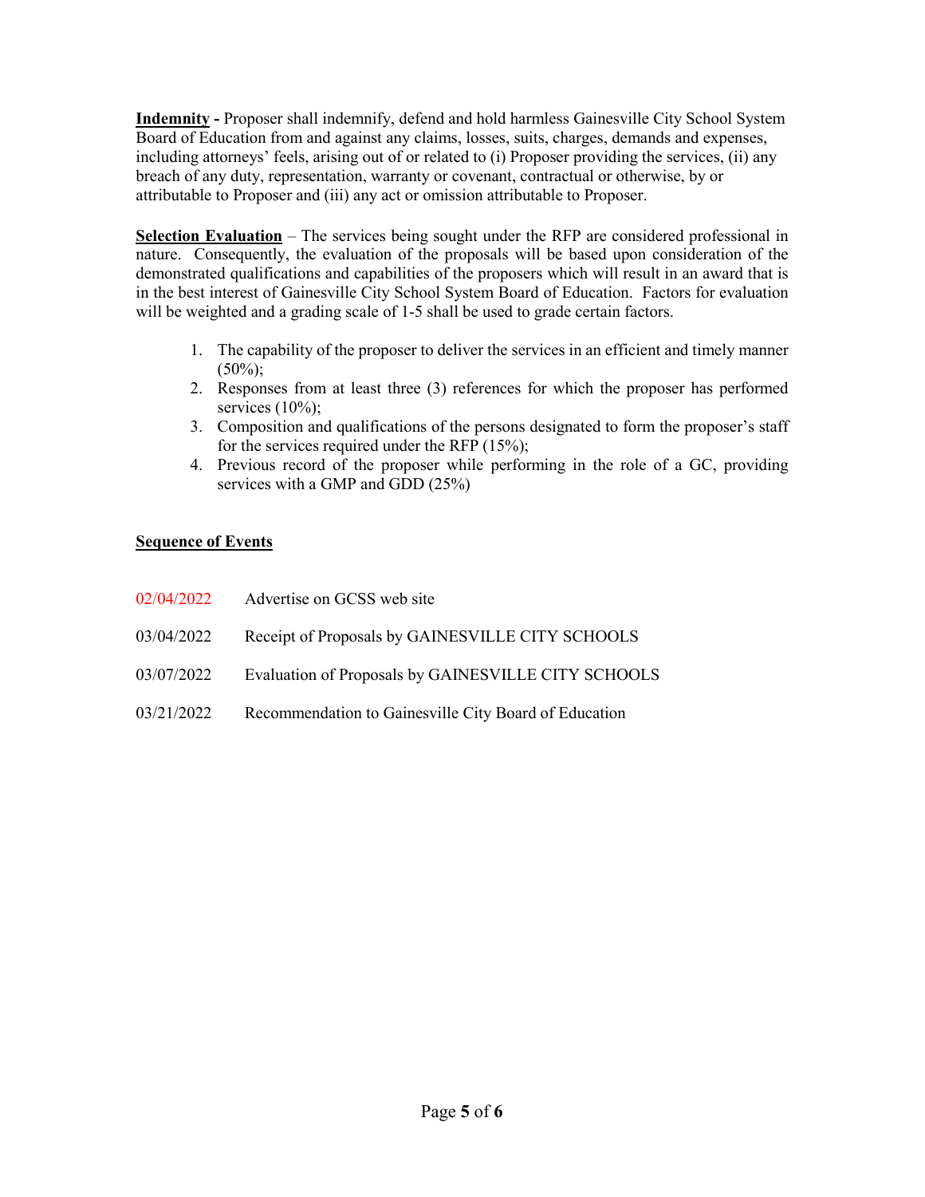**Indemnity -** Proposer shall indemnify, defend and hold harmless Gainesville City School System Board of Education from and against any claims, losses, suits, charges, demands and expenses, including attorneys' feels, arising out of or related to (i) Proposer providing the services, (ii) any breach of any duty, representation, warranty or covenant, contractual or otherwise, by or attributable to Proposer and (iii) any act or omission attributable to Proposer.

**Selection Evaluation** – The services being sought under the RFP are considered professional in nature. Consequently, the evaluation of the proposals will be based upon consideration of the demonstrated qualifications and capabilities of the proposers which will result in an award that is in the best interest of Gainesville City School System Board of Education. Factors for evaluation will be weighted and a grading scale of 1-5 shall be used to grade certain factors.

1. The capability of the proposer to deliver the services in an efficient and timely manner (50%);
2. Responses from at least three (3) references for which the proposer has performed services (10%);
3. Composition and qualifications of the persons designated to form the proposer's staff for the services required under the RFP (15%);
4. Previous record of the proposer while performing in the role of a GC, providing services with a GMP and GDD (25%)

**Sequence of Events**

02/04/2022 Advertise on GCSS web site

03/04/2022 Receipt of Proposals by GAINESVILLE CITY SCHOOLS

03/07/2022 Evaluation of Proposals by GAINESVILLE CITY SCHOOLS

03/21/2022 Recommendation to Gainesville City Board of Education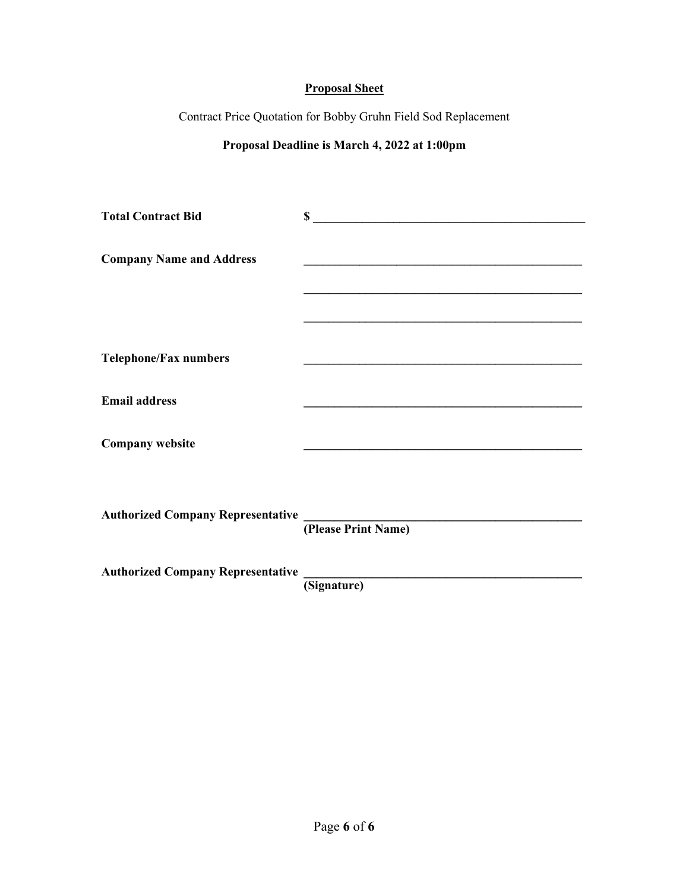**<u>Proposal Sheet</u>**

Contract Price Quotation for Bobby Gruhn Field Sod Replacement

**Proposal Deadline is March 4, 2022 at 1:00pm**

**Total Contract Bid** **$ \_\_\_\_\_\_\_\_\_\_\_\_\_\_\_\_\_\_\_\_\_\_\_\_\_\_\_\_\_\_\_\_\_\_\_\_\_\_\_\_\_\_\_\_\_\_**

**Company Name and Address** \_\_\_\_\_\_\_\_\_\_\_\_\_\_\_\_\_\_\_\_\_\_\_\_\_\_\_\_\_\_\_\_\_\_\_\_\_\_\_\_\_\_\_\_\_\_

\_\_\_\_\_\_\_\_\_\_\_\_\_\_\_\_\_\_\_\_\_\_\_\_\_\_\_\_\_\_\_\_\_\_\_\_\_\_\_\_\_\_\_\_\_\_

\_\_\_\_\_\_\_\_\_\_\_\_\_\_\_\_\_\_\_\_\_\_\_\_\_\_\_\_\_\_\_\_\_\_\_\_\_\_\_\_\_\_\_\_\_\_

**Telephone/Fax numbers** \_\_\_\_\_\_\_\_\_\_\_\_\_\_\_\_\_\_\_\_\_\_\_\_\_\_\_\_\_\_\_\_\_\_\_\_\_\_\_\_\_\_\_\_\_\_

**Email address** \_\_\_\_\_\_\_\_\_\_\_\_\_\_\_\_\_\_\_\_\_\_\_\_\_\_\_\_\_\_\_\_\_\_\_\_\_\_\_\_\_\_\_\_\_\_

**Company website** \_\_\_\_\_\_\_\_\_\_\_\_\_\_\_\_\_\_\_\_\_\_\_\_\_\_\_\_\_\_\_\_\_\_\_\_\_\_\_\_\_\_\_\_\_\_

**Authorized Company Representative** \_\_\_\_\_\_\_\_\_\_\_\_\_\_\_\_\_\_\_\_\_\_\_\_\_\_\_\_\_\_\_\_\_\_\_\_\_\_\_\_\_\_\_\_\_\_
**(Please Print Name)**

**Authorized Company Representative** \_\_\_\_\_\_\_\_\_\_\_\_\_\_\_\_\_\_\_\_\_\_\_\_\_\_\_\_\_\_\_\_\_\_\_\_\_\_\_\_\_\_\_\_\_\_
**(Signature)**